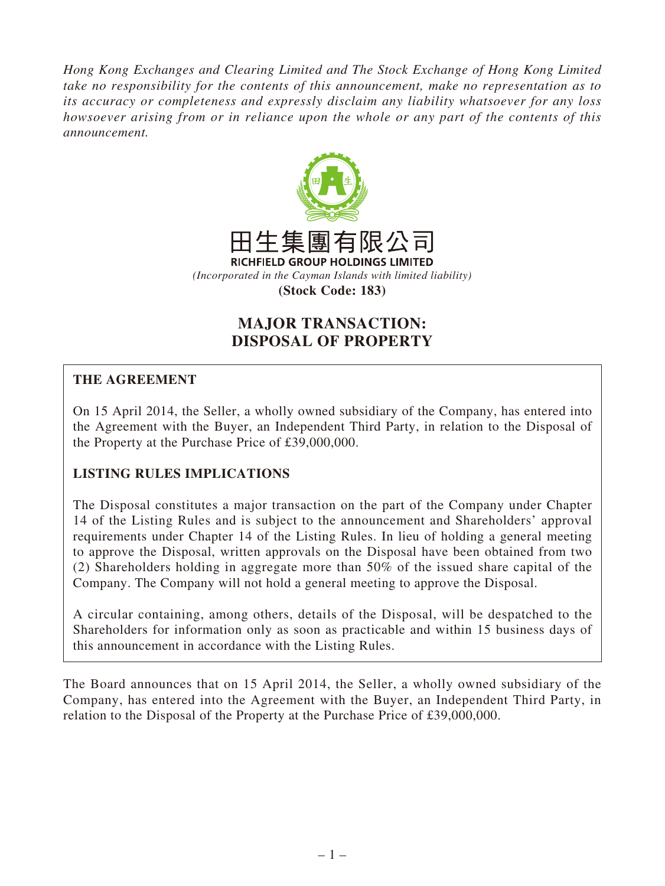*Hong Kong Exchanges and Clearing Limited and The Stock Exchange of Hong Kong Limited take no responsibility for the contents of this announcement, make no representation as to its accuracy or completeness and expressly disclaim any liability whatsoever for any loss howsoever arising from or in reliance upon the whole or any part of the contents of this announcement.*

田生集團有限公司

**RICHFIELD GROUP HOLDINGS LIMITED**

*(Incorporated in the Cayman Islands with limited liability)*

**(Stock Code: 183)**

# MAJOR TRANSACTION: DISPOSAL OF PROPERTY

## THE AGREEMENT

On 15 April 2014, the Seller, a wholly owned subsidiary of the Company, has entered into the Agreement with the Buyer, an Independent Third Party, in relation to the Disposal of the Property at the Purchase Price of £39,000,000.

## LISTING RULES IMPLICATIONS

The Disposal constitutes a major transaction on the part of the Company under Chapter 14 of the Listing Rules and is subject to the announcement and Shareholders' approval requirements under Chapter 14 of the Listing Rules. In lieu of holding a general meeting to approve the Disposal, written approvals on the Disposal have been obtained from two (2) Shareholders holding in aggregate more than 50% of the issued share capital of the Company. The Company will not hold a general meeting to approve the Disposal.

A circular containing, among others, details of the Disposal, will be despatched to the Shareholders for information only as soon as practicable and within 15 business days of this announcement in accordance with the Listing Rules.

The Board announces that on 15 April 2014, the Seller, a wholly owned subsidiary of the Company, has entered into the Agreement with the Buyer, an Independent Third Party, in relation to the Disposal of the Property at the Purchase Price of £39,000,000.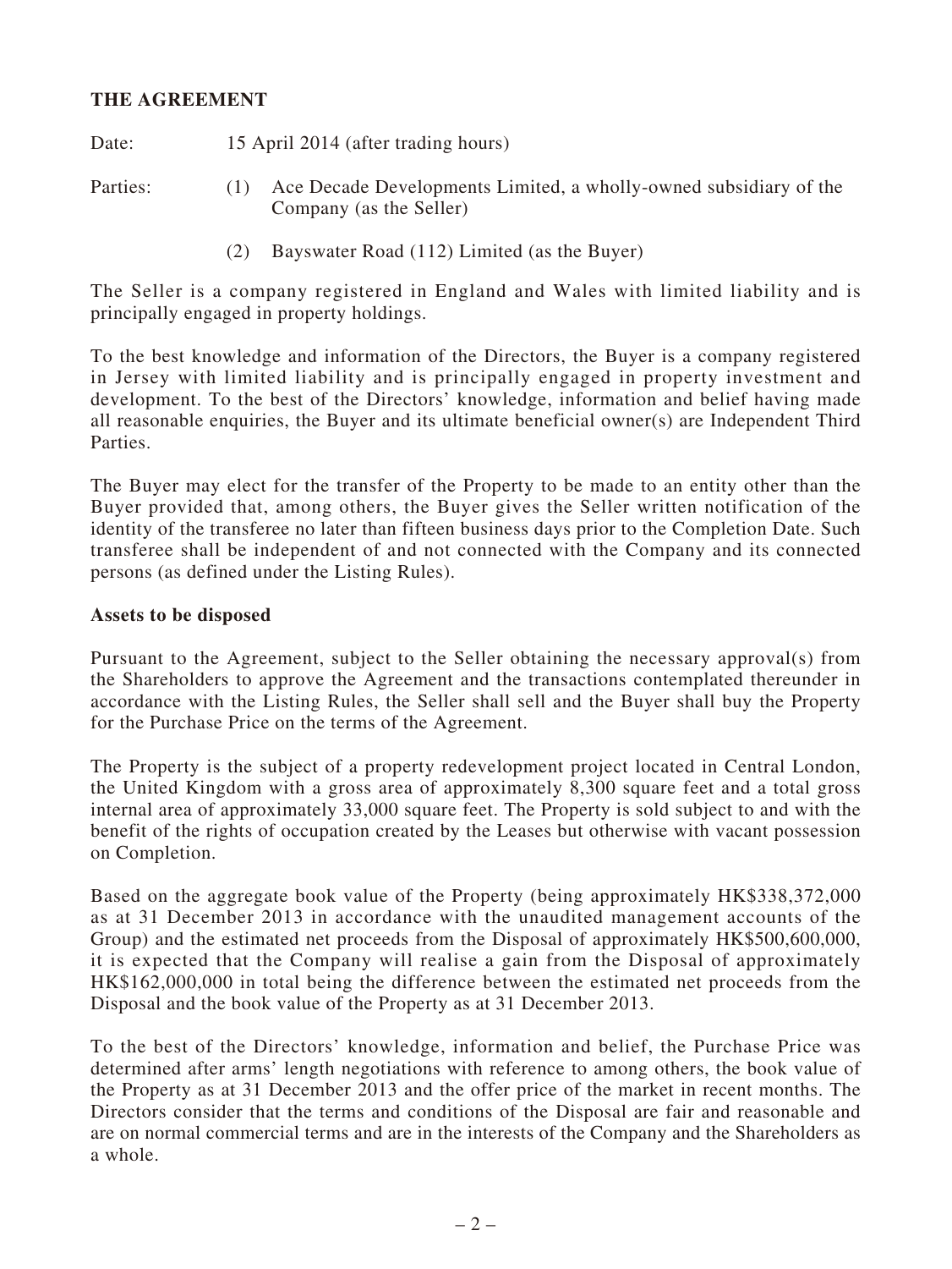**THE AGREEMENT**

Date: 15 April 2014 (after trading hours)

Parties:

(1) Ace Decade Developments Limited, a wholly-owned subsidiary of the Company (as the Seller)

(2) Bayswater Road (112) Limited (as the Buyer)

The Seller is a company registered in England and Wales with limited liability and is principally engaged in property holdings.

To the best knowledge and information of the Directors, the Buyer is a company registered in Jersey with limited liability and is principally engaged in property investment and development. To the best of the Directors' knowledge, information and belief having made all reasonable enquiries, the Buyer and its ultimate beneficial owner(s) are Independent Third Parties.

The Buyer may elect for the transfer of the Property to be made to an entity other than the Buyer provided that, among others, the Buyer gives the Seller written notification of the identity of the transferee no later than fifteen business days prior to the Completion Date. Such transferee shall be independent of and not connected with the Company and its connected persons (as defined under the Listing Rules).

**Assets to be disposed**

Pursuant to the Agreement, subject to the Seller obtaining the necessary approval(s) from the Shareholders to approve the Agreement and the transactions contemplated thereunder in accordance with the Listing Rules, the Seller shall sell and the Buyer shall buy the Property for the Purchase Price on the terms of the Agreement.

The Property is the subject of a property redevelopment project located in Central London, the United Kingdom with a gross area of approximately 8,300 square feet and a total gross internal area of approximately 33,000 square feet. The Property is sold subject to and with the benefit of the rights of occupation created by the Leases but otherwise with vacant possession on Completion.

Based on the aggregate book value of the Property (being approximately HK$338,372,000 as at 31 December 2013 in accordance with the unaudited management accounts of the Group) and the estimated net proceeds from the Disposal of approximately HK$500,600,000, it is expected that the Company will realise a gain from the Disposal of approximately HK$162,000,000 in total being the difference between the estimated net proceeds from the Disposal and the book value of the Property as at 31 December 2013.

To the best of the Directors' knowledge, information and belief, the Purchase Price was determined after arms' length negotiations with reference to among others, the book value of the Property as at 31 December 2013 and the offer price of the market in recent months. The Directors consider that the terms and conditions of the Disposal are fair and reasonable and are on normal commercial terms and are in the interests of the Company and the Shareholders as a whole.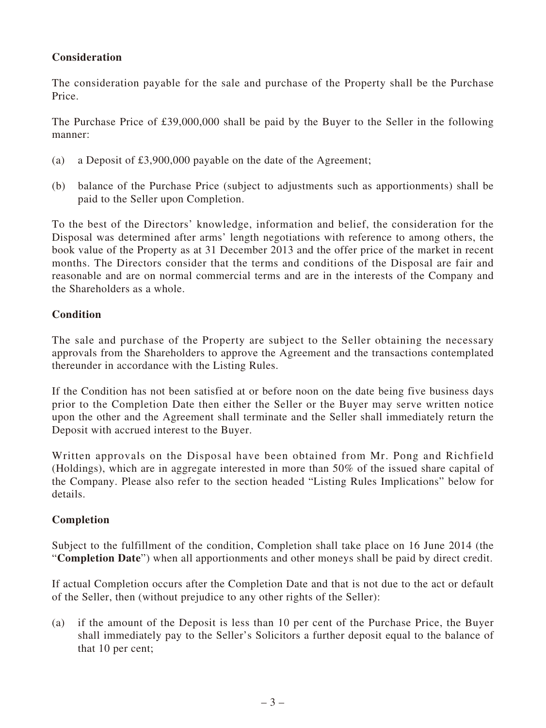**Consideration**

The consideration payable for the sale and purchase of the Property shall be the Purchase Price.

The Purchase Price of £39,000,000 shall be paid by the Buyer to the Seller in the following manner:

(a) a Deposit of £3,900,000 payable on the date of the Agreement;

(b) balance of the Purchase Price (subject to adjustments such as apportionments) shall be paid to the Seller upon Completion.

To the best of the Directors' knowledge, information and belief, the consideration for the Disposal was determined after arms' length negotiations with reference to among others, the book value of the Property as at 31 December 2013 and the offer price of the market in recent months. The Directors consider that the terms and conditions of the Disposal are fair and reasonable and are on normal commercial terms and are in the interests of the Company and the Shareholders as a whole.

**Condition**

The sale and purchase of the Property are subject to the Seller obtaining the necessary approvals from the Shareholders to approve the Agreement and the transactions contemplated thereunder in accordance with the Listing Rules.

If the Condition has not been satisfied at or before noon on the date being five business days prior to the Completion Date then either the Seller or the Buyer may serve written notice upon the other and the Agreement shall terminate and the Seller shall immediately return the Deposit with accrued interest to the Buyer.

Written approvals on the Disposal have been obtained from Mr. Pong and Richfield (Holdings), which are in aggregate interested in more than 50% of the issued share capital of the Company. Please also refer to the section headed "Listing Rules Implications" below for details.

**Completion**

Subject to the fulfillment of the condition, Completion shall take place on 16 June 2014 (the "**Completion Date**") when all apportionments and other moneys shall be paid by direct credit.

If actual Completion occurs after the Completion Date and that is not due to the act or default of the Seller, then (without prejudice to any other rights of the Seller):

(a) if the amount of the Deposit is less than 10 per cent of the Purchase Price, the Buyer shall immediately pay to the Seller's Solicitors a further deposit equal to the balance of that 10 per cent;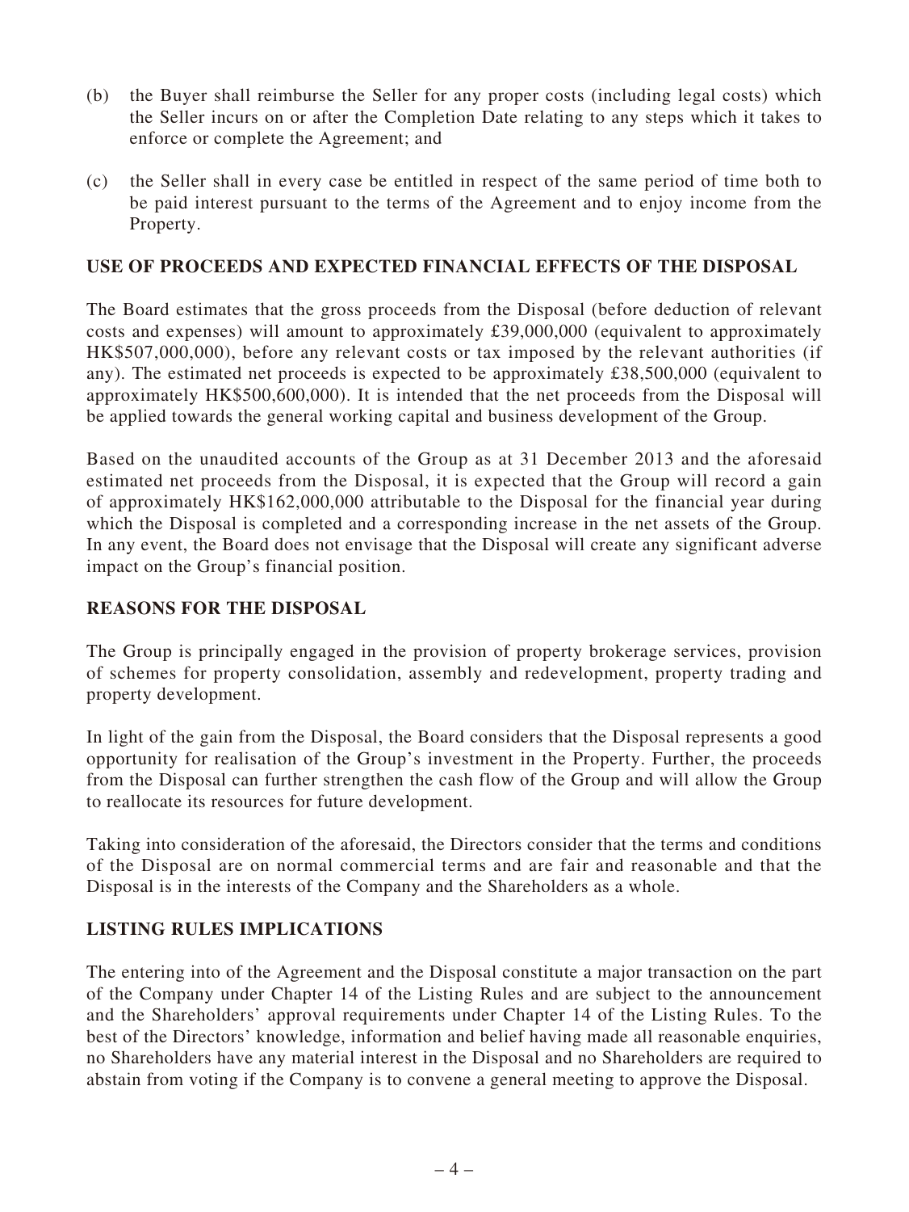(b) the Buyer shall reimburse the Seller for any proper costs (including legal costs) which the Seller incurs on or after the Completion Date relating to any steps which it takes to enforce or complete the Agreement; and

(c) the Seller shall in every case be entitled in respect of the same period of time both to be paid interest pursuant to the terms of the Agreement and to enjoy income from the Property.

## USE OF PROCEEDS AND EXPECTED FINANCIAL EFFECTS OF THE DISPOSAL

The Board estimates that the gross proceeds from the Disposal (before deduction of relevant costs and expenses) will amount to approximately £39,000,000 (equivalent to approximately HK$507,000,000), before any relevant costs or tax imposed by the relevant authorities (if any). The estimated net proceeds is expected to be approximately £38,500,000 (equivalent to approximately HK$500,600,000). It is intended that the net proceeds from the Disposal will be applied towards the general working capital and business development of the Group.

Based on the unaudited accounts of the Group as at 31 December 2013 and the aforesaid estimated net proceeds from the Disposal, it is expected that the Group will record a gain of approximately HK$162,000,000 attributable to the Disposal for the financial year during which the Disposal is completed and a corresponding increase in the net assets of the Group. In any event, the Board does not envisage that the Disposal will create any significant adverse impact on the Group's financial position.

## REASONS FOR THE DISPOSAL

The Group is principally engaged in the provision of property brokerage services, provision of schemes for property consolidation, assembly and redevelopment, property trading and property development.

In light of the gain from the Disposal, the Board considers that the Disposal represents a good opportunity for realisation of the Group's investment in the Property. Further, the proceeds from the Disposal can further strengthen the cash flow of the Group and will allow the Group to reallocate its resources for future development.

Taking into consideration of the aforesaid, the Directors consider that the terms and conditions of the Disposal are on normal commercial terms and are fair and reasonable and that the Disposal is in the interests of the Company and the Shareholders as a whole.

## LISTING RULES IMPLICATIONS

The entering into of the Agreement and the Disposal constitute a major transaction on the part of the Company under Chapter 14 of the Listing Rules and are subject to the announcement and the Shareholders' approval requirements under Chapter 14 of the Listing Rules. To the best of the Directors' knowledge, information and belief having made all reasonable enquiries, no Shareholders have any material interest in the Disposal and no Shareholders are required to abstain from voting if the Company is to convene a general meeting to approve the Disposal.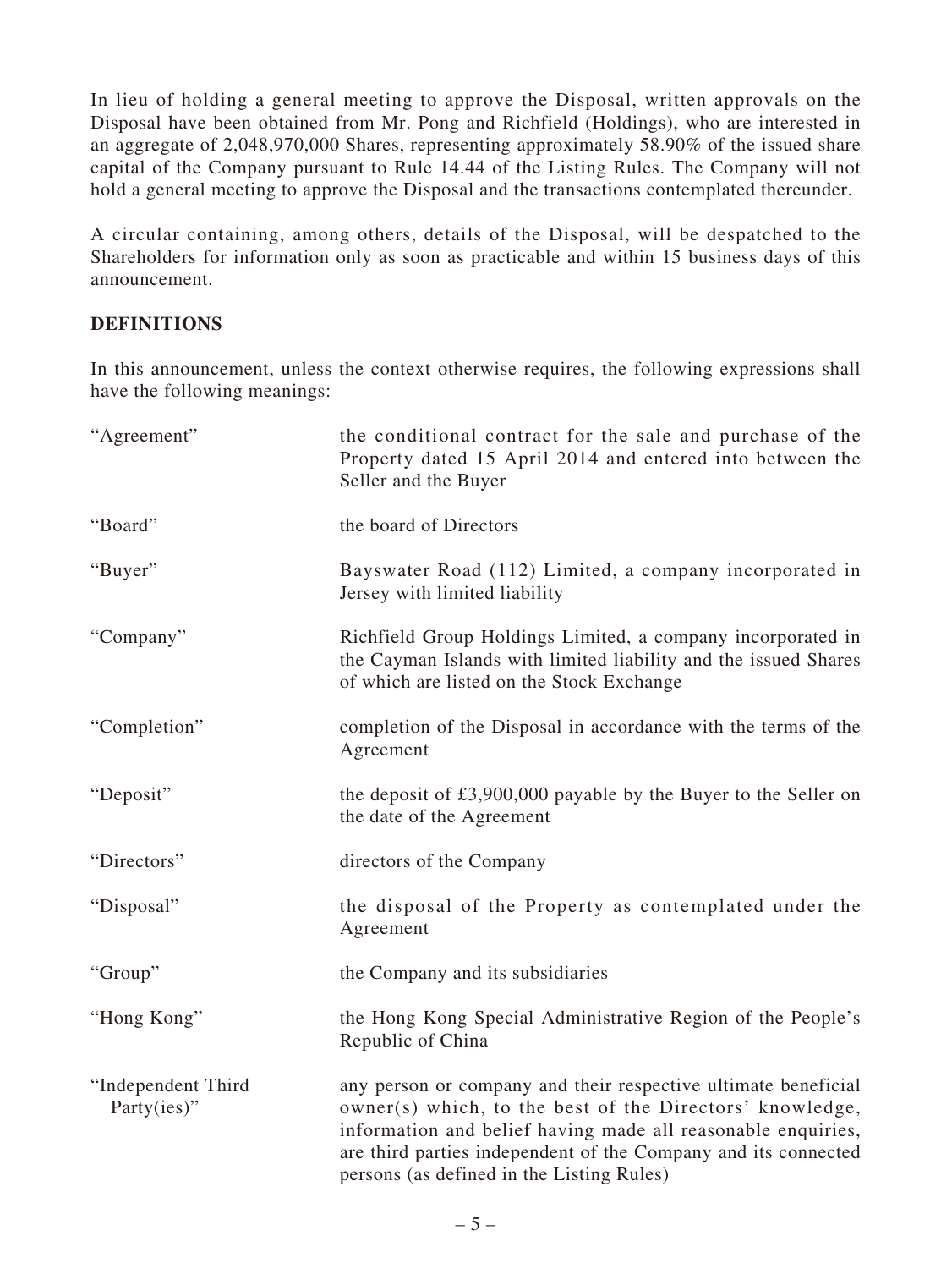In lieu of holding a general meeting to approve the Disposal, written approvals on the Disposal have been obtained from Mr. Pong and Richfield (Holdings), who are interested in an aggregate of 2,048,970,000 Shares, representing approximately 58.90% of the issued share capital of the Company pursuant to Rule 14.44 of the Listing Rules. The Company will not hold a general meeting to approve the Disposal and the transactions contemplated thereunder.

A circular containing, among others, details of the Disposal, will be despatched to the Shareholders for information only as soon as practicable and within 15 business days of this announcement.

## DEFINITIONS

In this announcement, unless the context otherwise requires, the following expressions shall have the following meanings:

| | |
|---|---|
| "Agreement" | the conditional contract for the sale and purchase of the Property dated 15 April 2014 and entered into between the Seller and the Buyer |
| "Board" | the board of Directors |
| "Buyer" | Bayswater Road (112) Limited, a company incorporated in Jersey with limited liability |
| "Company" | Richfield Group Holdings Limited, a company incorporated in the Cayman Islands with limited liability and the issued Shares of which are listed on the Stock Exchange |
| "Completion" | completion of the Disposal in accordance with the terms of the Agreement |
| "Deposit" | the deposit of £3,900,000 payable by the Buyer to the Seller on the date of the Agreement |
| "Directors" | directors of the Company |
| "Disposal" | the disposal of the Property as contemplated under the Agreement |
| "Group" | the Company and its subsidiaries |
| "Hong Kong" | the Hong Kong Special Administrative Region of the People's Republic of China |
| "Independent Third Party(ies)" | any person or company and their respective ultimate beneficial owner(s) which, to the best of the Directors' knowledge, information and belief having made all reasonable enquiries, are third parties independent of the Company and its connected persons (as defined in the Listing Rules) |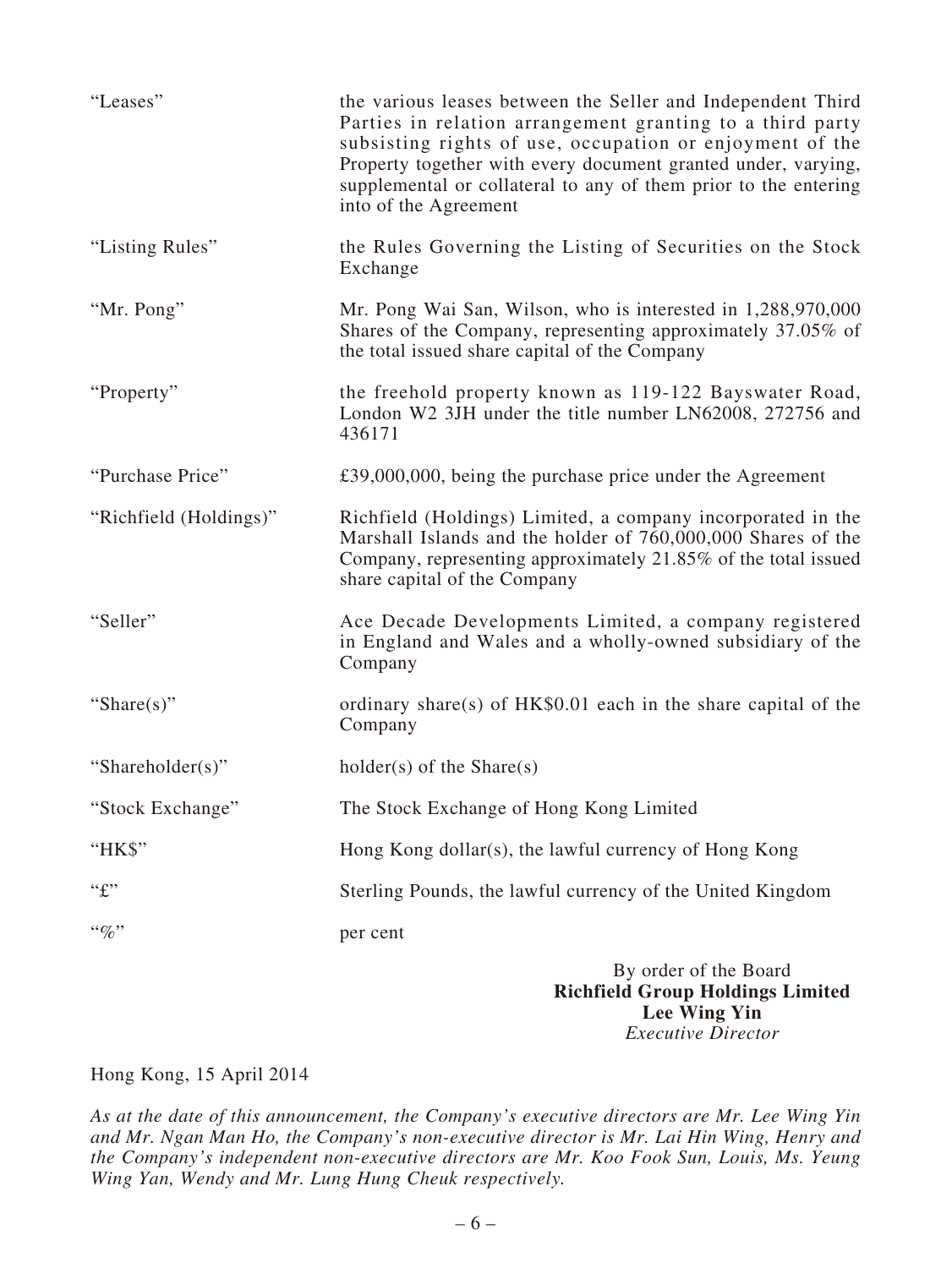| | |
|---|---|
| "Leases" | the various leases between the Seller and Independent Third Parties in relation arrangement granting to a third party subsisting rights of use, occupation or enjoyment of the Property together with every document granted under, varying, supplemental or collateral to any of them prior to the entering into of the Agreement |
| "Listing Rules" | the Rules Governing the Listing of Securities on the Stock Exchange |
| "Mr. Pong" | Mr. Pong Wai San, Wilson, who is interested in 1,288,970,000 Shares of the Company, representing approximately 37.05% of the total issued share capital of the Company |
| "Property" | the freehold property known as 119-122 Bayswater Road, London W2 3JH under the title number LN62008, 272756 and 436171 |
| "Purchase Price" | £39,000,000, being the purchase price under the Agreement |
| "Richfield (Holdings)" | Richfield (Holdings) Limited, a company incorporated in the Marshall Islands and the holder of 760,000,000 Shares of the Company, representing approximately 21.85% of the total issued share capital of the Company |
| "Seller" | Ace Decade Developments Limited, a company registered in England and Wales and a wholly-owned subsidiary of the Company |
| "Share(s)" | ordinary share(s) of HK$0.01 each in the share capital of the Company |
| "Shareholder(s)" | holder(s) of the Share(s) |
| "Stock Exchange" | The Stock Exchange of Hong Kong Limited |
| "HK$" | Hong Kong dollar(s), the lawful currency of Hong Kong |
| "£" | Sterling Pounds, the lawful currency of the United Kingdom |
| "%" | per cent |

By order of the Board
**Richfield Group Holdings Limited**
**Lee Wing Yin**
*Executive Director*

Hong Kong, 15 April 2014

*As at the date of this announcement, the Company's executive directors are Mr. Lee Wing Yin and Mr. Ngan Man Ho, the Company's non-executive director is Mr. Lai Hin Wing, Henry and the Company's independent non-executive directors are Mr. Koo Fook Sun, Louis, Ms. Yeung Wing Yan, Wendy and Mr. Lung Hung Cheuk respectively.*